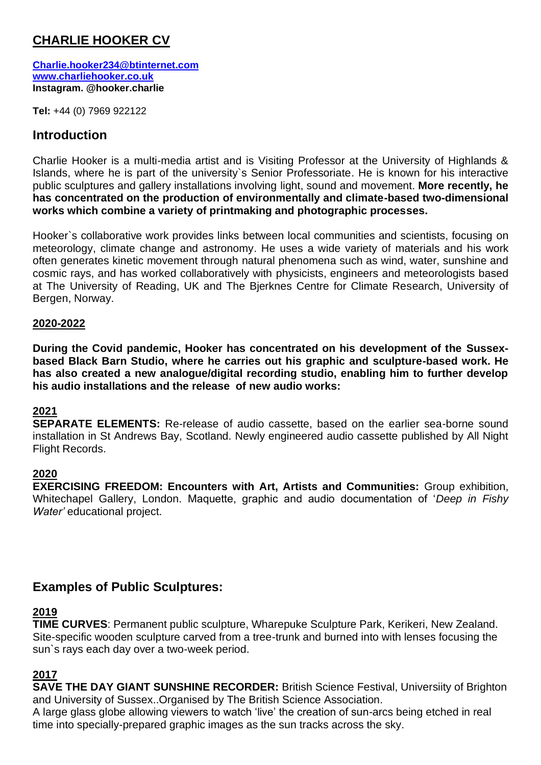# CHARLIE HOOKER CV

**Charlie.hooker234@btinternet.com**
**www.charliehooker.co.uk**
**Instagram. @hooker.charlie**

**Tel:** +44 (0) 7969 922122

## Introduction

Charlie Hooker is a multi-media artist and is Visiting Professor at the University of Highlands & Islands, where he is part of the university`s Senior Professoriate. He is known for his interactive public sculptures and gallery installations involving light, sound and movement. **More recently, he has concentrated on the production of environmentally and climate-based two-dimensional works which combine a variety of printmaking and photographic processes.**

Hooker`s collaborative work provides links between local communities and scientists, focusing on meteorology, climate change and astronomy. He uses a wide variety of materials and his work often generates kinetic movement through natural phenomena such as wind, water, sunshine and cosmic rays, and has worked collaboratively with physicists, engineers and meteorologists based at The University of Reading, UK and The Bjerknes Centre for Climate Research, University of Bergen, Norway.

### 2020-2022

**During the Covid pandemic, Hooker has concentrated on his development of the Sussex-based Black Barn Studio, where he carries out his graphic and sculpture-based work. He has also created a new analogue/digital recording studio, enabling him to further develop his audio installations and the release of new audio works:**

### 2021

**SEPARATE ELEMENTS:** Re-release of audio cassette, based on the earlier sea-borne sound installation in St Andrews Bay, Scotland. Newly engineered audio cassette published by All Night Flight Records.

### 2020

**EXERCISING FREEDOM: Encounters with Art, Artists and Communities:** Group exhibition, Whitechapel Gallery, London. Maquette, graphic and audio documentation of '*Deep in Fishy Water'* educational project.

## Examples of Public Sculptures:

### 2019

**TIME CURVES**: Permanent public sculpture, Wharepuke Sculpture Park, Kerikeri, New Zealand. Site-specific wooden sculpture carved from a tree-trunk and burned into with lenses focusing the sun`s rays each day over a two-week period.

### 2017

**SAVE THE DAY GIANT SUNSHINE RECORDER:** British Science Festival, Universiity of Brighton and University of Sussex..Organised by The British Science Association.
A large glass globe allowing viewers to watch 'live' the creation of sun-arcs being etched in real time into specially-prepared graphic images as the sun tracks across the sky.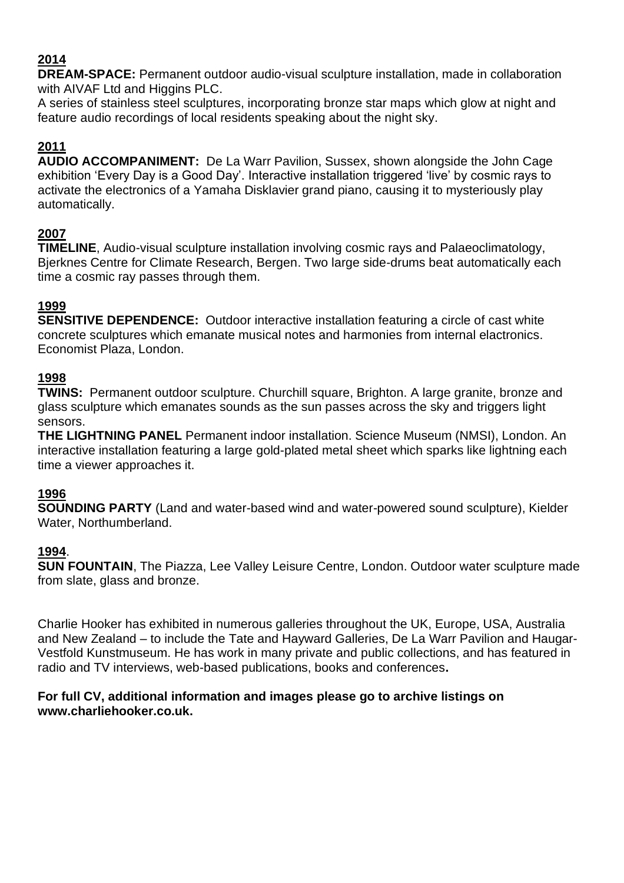**<u>2014</u>**

**DREAM-SPACE:** Permanent outdoor audio-visual sculpture installation, made in collaboration with AIVAF Ltd and Higgins PLC.
A series of stainless steel sculptures, incorporating bronze star maps which glow at night and feature audio recordings of local residents speaking about the night sky.

**<u>2011</u>**

**AUDIO ACCOMPANIMENT:** De La Warr Pavilion, Sussex, shown alongside the John Cage exhibition 'Every Day is a Good Day'. Interactive installation triggered 'live' by cosmic rays to activate the electronics of a Yamaha Disklavier grand piano, causing it to mysteriously play automatically.

**<u>2007</u>**

**TIMELINE**, Audio-visual sculpture installation involving cosmic rays and Palaeoclimatology, Bjerknes Centre for Climate Research, Bergen. Two large side-drums beat automatically each time a cosmic ray passes through them.

**<u>1999</u>**

**SENSITIVE DEPENDENCE:** Outdoor interactive installation featuring a circle of cast white concrete sculptures which emanate musical notes and harmonies from internal electronics. Economist Plaza, London.

**<u>1998</u>**

**TWINS:** Permanent outdoor sculpture. Churchill square, Brighton. A large granite, bronze and glass sculpture which emanates sounds as the sun passes across the sky and triggers light sensors.
**THE LIGHTNING PANEL** Permanent indoor installation. Science Museum (NMSI), London. An interactive installation featuring a large gold-plated metal sheet which sparks like lightning each time a viewer approaches it.

**<u>1996</u>**

**SOUNDING PARTY** (Land and water-based wind and water-powered sound sculpture), Kielder Water, Northumberland.

**<u>1994</u>**.

**SUN FOUNTAIN**, The Piazza, Lee Valley Leisure Centre, London. Outdoor water sculpture made from slate, glass and bronze.

Charlie Hooker has exhibited in numerous galleries throughout the UK, Europe, USA, Australia and New Zealand – to include the Tate and Hayward Galleries, De La Warr Pavilion and Haugar-Vestfold Kunstmuseum. He has work in many private and public collections, and has featured in radio and TV interviews, web-based publications, books and conferences**.**

**For full CV, additional information and images please go to archive listings on www.charliehooker.co.uk.**